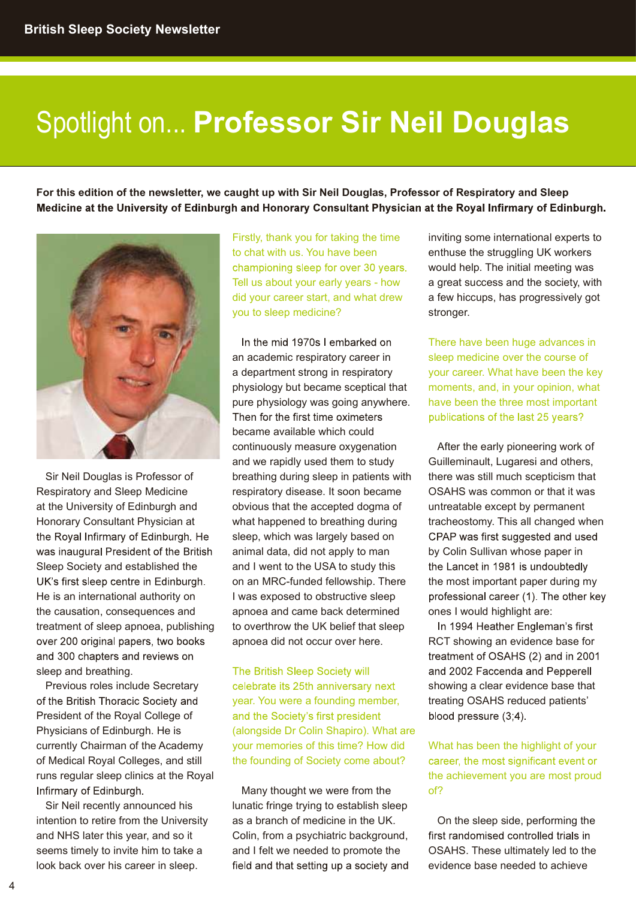# Spotlight on... **Professor Sir Neil Douglas**

**For this edition of the newsletter, we caught up with Sir Neil Douglas, Professor of Respiratory and Sleep Medicine at the University of Edinburgh and Honorary Consultant Physician at the Royal Infirmary of Edinburgh.**

Sir Neil Douglas is Professor of Respiratory and Sleep Medicine at the University of Edinburgh and Honorary Consultant Physician at the Royal Infirmary of Edinburgh. He was inaugural President of the British Sleep Society and established the UK's first sleep centre in Edinburgh. He is an international authority on the causation, consequences and treatment of sleep apnoea, publishing over 200 original papers, two books and 300 chapters and reviews on sleep and breathing.

Previous roles include Secretary of the British Thoracic Society and President of the Royal College of Physicians of Edinburgh. He is currently Chairman of the Academy of Medical Royal Colleges, and still runs regular sleep clinics at the Royal Infirmary of Edinburgh.

Sir Neil recently announced his intention to retire from the University and NHS later this year, and so it seems timely to invite him to take a look back over his career in sleep.

**Firstly, thank you for taking the time to chat with us. You have been championing sleep for over 30 years. Tell us about your early years - how did your career start, and what drew you to sleep medicine?**

In the mid 1970s I embarked on an academic respiratory career in a department strong in respiratory physiology but became sceptical that pure physiology was going anywhere. Then for the first time oximeters became available which could continuously measure oxygenation and we rapidly used them to study breathing during sleep in patients with respiratory disease. It soon became obvious that the accepted dogma of what happened to breathing during sleep, which was largely based on animal data, did not apply to man and I went to the USA to study this on an MRC-funded fellowship. There I was exposed to obstructive sleep apnoea and came back determined to overthrow the UK belief that sleep apnoea did not occur over here.

**The British Sleep Society will celebrate its 25th anniversary next year. You were a founding member, and the Society's first president (alongside Dr Colin Shapiro). What are your memories of this time? How did the founding of Society come about?**

Many thought we were from the lunatic fringe trying to establish sleep as a branch of medicine in the UK. Colin, from a psychiatric background, and I felt we needed to promote the field and that setting up a society and inviting some international experts to enthuse the struggling UK workers would help. The initial meeting was a great success and the society, with a few hiccups, has progressively got stronger.

**There have been huge advances in sleep medicine over the course of your career. What have been the key moments, and, in your opinion, what have been the three most important publications of the last 25 years?**

After the early pioneering work of Guilleminault, Lugaresi and others, there was still much scepticism that OSAHS was common or that it was untreatable except by permanent tracheostomy. This all changed when CPAP was first suggested and used by Colin Sullivan whose paper in the Lancet in 1981 is undoubtedly the most important paper during my professional career (1). The other key ones I would highlight are:

In 1994 Heather Engleman's first RCT showing an evidence base for treatment of OSAHS (2) and in 2001 and 2002 Faccenda and Pepperell showing a clear evidence base that treating OSAHS reduced patients' blood pressure (3;4).

**What has been the highlight of your career, the most significant event or the achievement you are most proud of?**

On the sleep side, performing the first randomised controlled trials in OSAHS. These ultimately led to the evidence base needed to achieve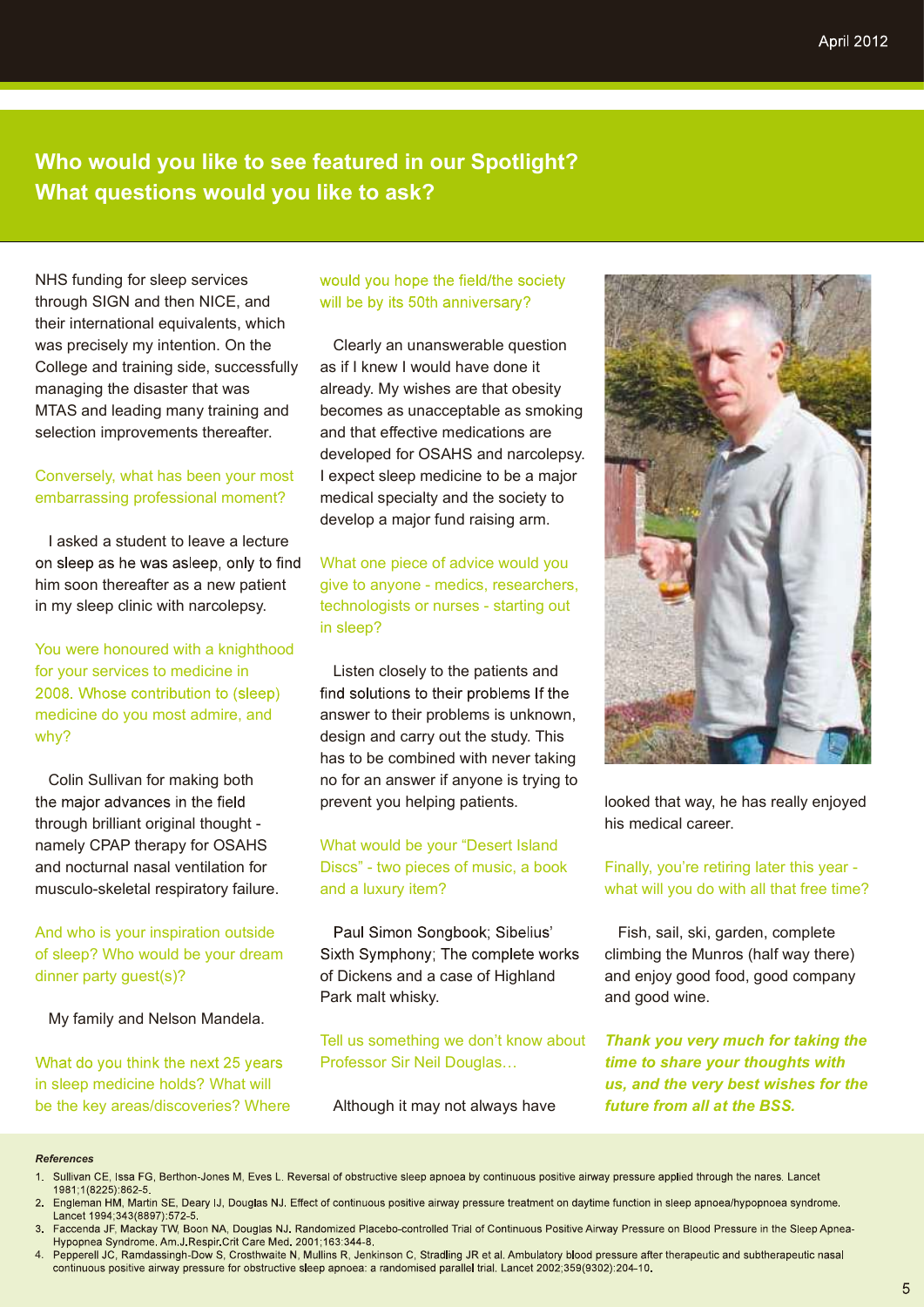## Who would you like to see featured in our Spotlight? What questions would you like to ask?

NHS funding for sleep services through SIGN and then NICE, and their international equivalents, which was precisely my intention. On the College and training side, successfully managing the disaster that was MTAS and leading many training and selection improvements thereafter.

**Conversely, what has been your most embarrassing professional moment?**

I asked a student to leave a lecture on sleep as he was asleep, only to find him soon thereafter as a new patient in my sleep clinic with narcolepsy.

**You were honoured with a knighthood for your services to medicine in 2008. Whose contribution to (sleep) medicine do you most admire, and why?**

Colin Sullivan for making both the major advances in the field through brilliant original thought - namely CPAP therapy for OSAHS and nocturnal nasal ventilation for musculo-skeletal respiratory failure.

**And who is your inspiration outside of sleep? Who would be your dream dinner party guest(s)?**

My family and Nelson Mandela.

**What do you think the next 25 years in sleep medicine holds? What will be the key areas/discoveries? Where would you hope the field/the society will be by its 50th anniversary?**

Clearly an unanswerable question as if I knew I would have done it already. My wishes are that obesity becomes as unacceptable as smoking and that effective medications are developed for OSAHS and narcolepsy. I expect sleep medicine to be a major medical specialty and the society to develop a major fund raising arm.

**What one piece of advice would you give to anyone - medics, researchers, technologists or nurses - starting out in sleep?**

Listen closely to the patients and find solutions to their problems If the answer to their problems is unknown, design and carry out the study. This has to be combined with never taking no for an answer if anyone is trying to prevent you helping patients.

**What would be your "Desert Island Discs" - two pieces of music, a book and a luxury item?**

Paul Simon Songbook; Sibelius' Sixth Symphony; The complete works of Dickens and a case of Highland Park malt whisky.

**Tell us something we don't know about Professor Sir Neil Douglas…**

Although it may not always have looked that way, he has really enjoyed his medical career.

**Finally, you're retiring later this year - what will you do with all that free time?**

Fish, sail, ski, garden, complete climbing the Munros (half way there) and enjoy good food, good company and good wine.

***Thank you very much for taking the time to share your thoughts with us, and the very best wishes for the future from all at the BSS.***

***References***

1. Sullivan CE, Issa FG, Berthon-Jones M, Eves L. Reversal of obstructive sleep apnoea by continuous positive airway pressure applied through the nares. Lancet 1981;1(8225):862-5.
2. Engleman HM, Martin SE, Deary IJ, Douglas NJ. Effect of continuous positive airway pressure treatment on daytime function in sleep apnoea/hypopnoea syndrome. Lancet 1994;343(8897):572-5.
3. Faccenda JF, Mackay TW, Boon NA, Douglas NJ. Randomized Placebo-controlled Trial of Continuous Positive Airway Pressure on Blood Pressure in the Sleep Apnea-Hypopnea Syndrome. Am.J.Respir.Crit Care Med. 2001;163:344-8.
4. Pepperell JC, Ramdassingh-Dow S, Crosthwaite N, Mullins R, Jenkinson C, Stradling JR et al. Ambulatory blood pressure after therapeutic and subtherapeutic nasal continuous positive airway pressure for obstructive sleep apnoea: a randomised parallel trial. Lancet 2002;359(9302):204-10.